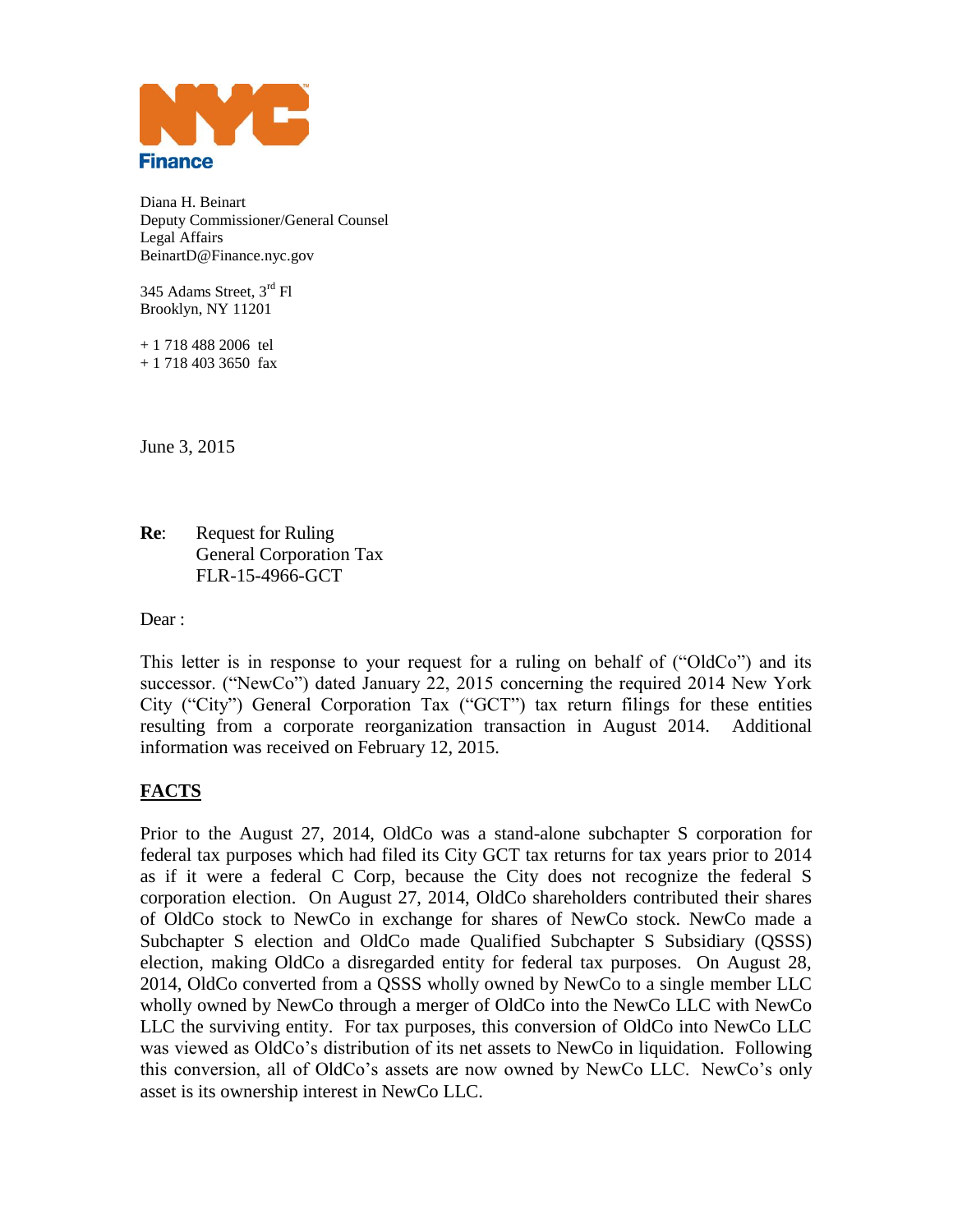NYC Finance

Diana H. Beinart
Deputy Commissioner/General Counsel
Legal Affairs
BeinartD@Finance.nyc.gov

345 Adams Street, 3rd Fl
Brooklyn, NY 11201

+ 1 718 488 2006 tel
+ 1 718 403 3650 fax

June 3, 2015

**Re**: Request for Ruling
General Corporation Tax
FLR-15-4966-GCT

Dear :

This letter is in response to your request for a ruling on behalf of ("OldCo") and its successor. ("NewCo") dated January 22, 2015 concerning the required 2014 New York City ("City") General Corporation Tax ("GCT") tax return filings for these entities resulting from a corporate reorganization transaction in August 2014. Additional information was received on February 12, 2015.

## FACTS

Prior to the August 27, 2014, OldCo was a stand-alone subchapter S corporation for federal tax purposes which had filed its City GCT tax returns for tax years prior to 2014 as if it were a federal C Corp, because the City does not recognize the federal S corporation election. On August 27, 2014, OldCo shareholders contributed their shares of OldCo stock to NewCo in exchange for shares of NewCo stock. NewCo made a Subchapter S election and OldCo made Qualified Subchapter S Subsidiary (QSSS) election, making OldCo a disregarded entity for federal tax purposes. On August 28, 2014, OldCo converted from a QSSS wholly owned by NewCo to a single member LLC wholly owned by NewCo through a merger of OldCo into the NewCo LLC with NewCo LLC the surviving entity. For tax purposes, this conversion of OldCo into NewCo LLC was viewed as OldCo's distribution of its net assets to NewCo in liquidation. Following this conversion, all of OldCo's assets are now owned by NewCo LLC. NewCo's only asset is its ownership interest in NewCo LLC.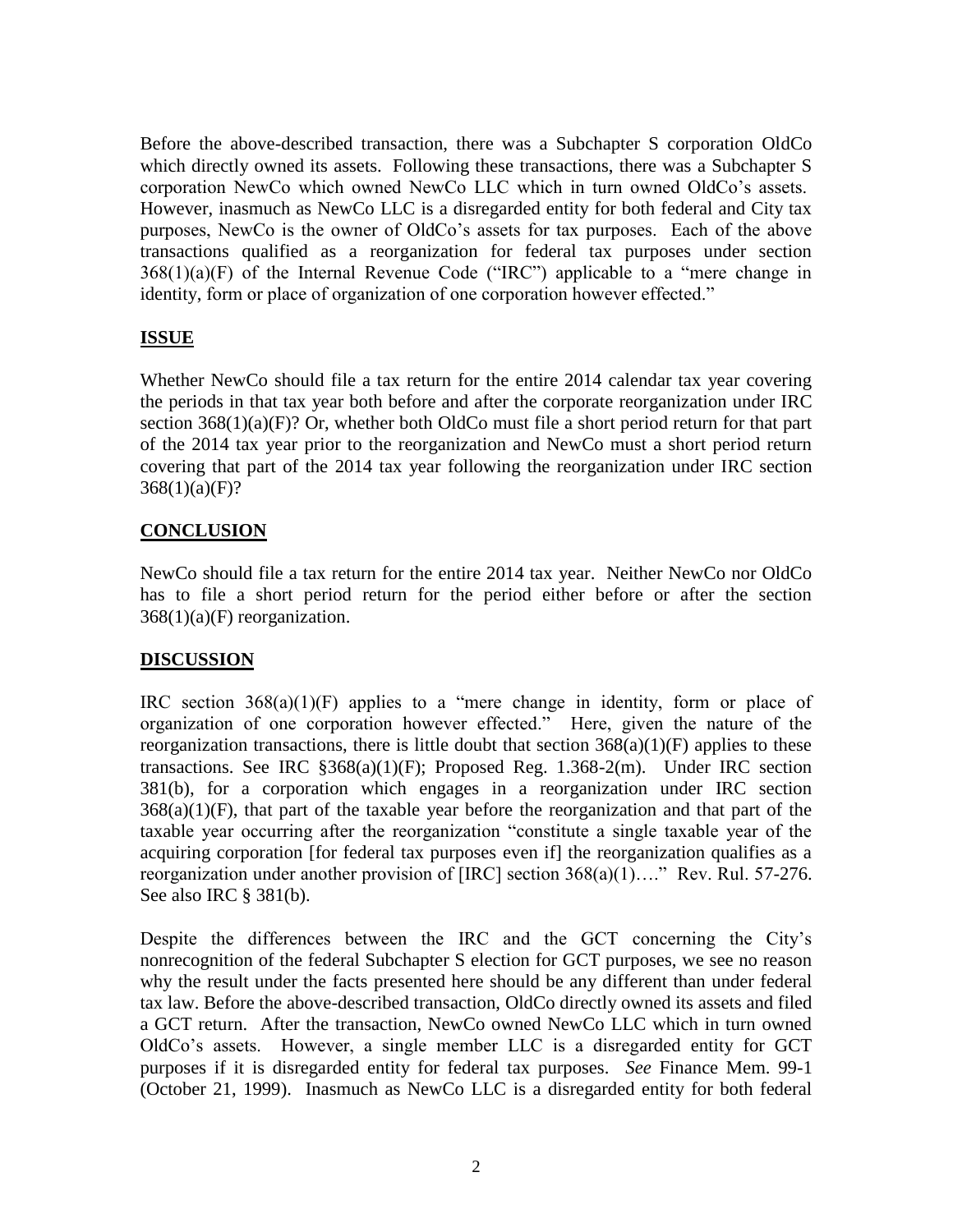Before the above-described transaction, there was a Subchapter S corporation OldCo which directly owned its assets. Following these transactions, there was a Subchapter S corporation NewCo which owned NewCo LLC which in turn owned OldCo's assets. However, inasmuch as NewCo LLC is a disregarded entity for both federal and City tax purposes, NewCo is the owner of OldCo's assets for tax purposes. Each of the above transactions qualified as a reorganization for federal tax purposes under section 368(1)(a)(F) of the Internal Revenue Code ("IRC") applicable to a "mere change in identity, form or place of organization of one corporation however effected."

## ISSUE

Whether NewCo should file a tax return for the entire 2014 calendar tax year covering the periods in that tax year both before and after the corporate reorganization under IRC section 368(1)(a)(F)? Or, whether both OldCo must file a short period return for that part of the 2014 tax year prior to the reorganization and NewCo must a short period return covering that part of the 2014 tax year following the reorganization under IRC section 368(1)(a)(F)?

## CONCLUSION

NewCo should file a tax return for the entire 2014 tax year. Neither NewCo nor OldCo has to file a short period return for the period either before or after the section 368(1)(a)(F) reorganization.

## DISCUSSION

IRC section 368(a)(1)(F) applies to a "mere change in identity, form or place of organization of one corporation however effected." Here, given the nature of the reorganization transactions, there is little doubt that section 368(a)(1)(F) applies to these transactions. See IRC §368(a)(1)(F); Proposed Reg. 1.368-2(m). Under IRC section 381(b), for a corporation which engages in a reorganization under IRC section 368(a)(1)(F), that part of the taxable year before the reorganization and that part of the taxable year occurring after the reorganization "constitute a single taxable year of the acquiring corporation [for federal tax purposes even if] the reorganization qualifies as a reorganization under another provision of [IRC] section 368(a)(1)…." Rev. Rul. 57-276. See also IRC § 381(b).

Despite the differences between the IRC and the GCT concerning the City's nonrecognition of the federal Subchapter S election for GCT purposes, we see no reason why the result under the facts presented here should be any different than under federal tax law. Before the above-described transaction, OldCo directly owned its assets and filed a GCT return. After the transaction, NewCo owned NewCo LLC which in turn owned OldCo's assets. However, a single member LLC is a disregarded entity for GCT purposes if it is disregarded entity for federal tax purposes. *See* Finance Mem. 99-1 (October 21, 1999). Inasmuch as NewCo LLC is a disregarded entity for both federal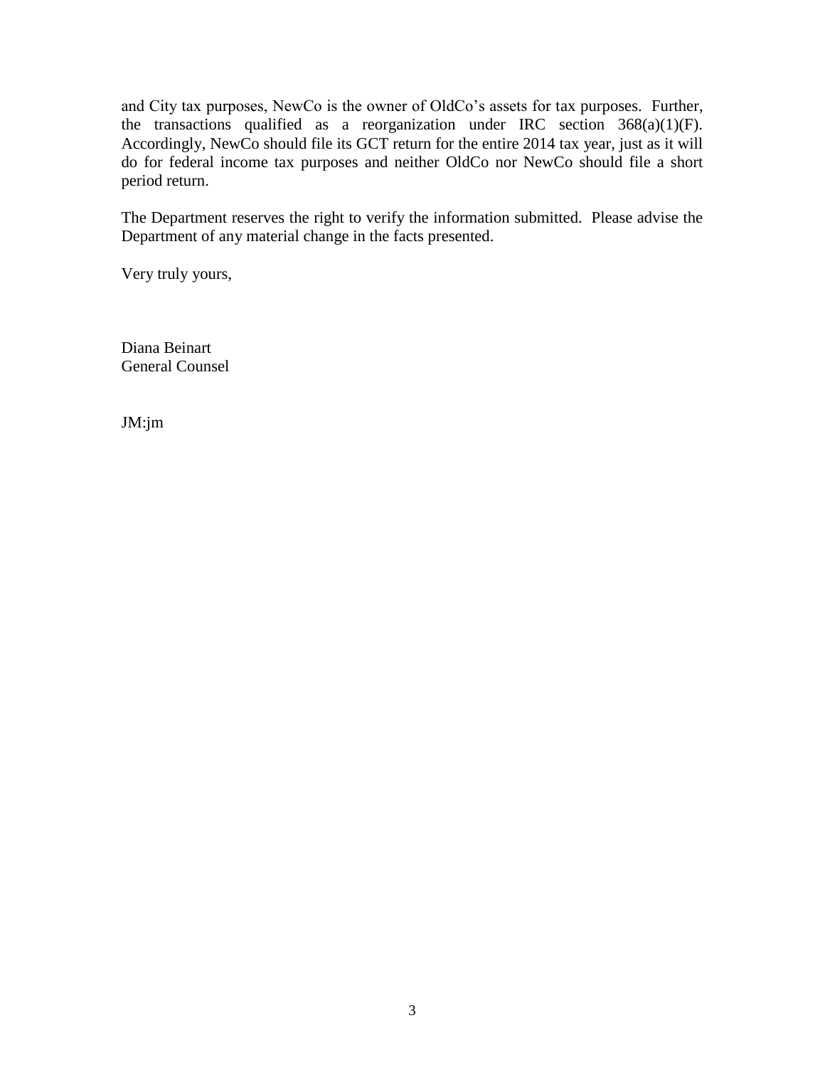and City tax purposes, NewCo is the owner of OldCo's assets for tax purposes. Further, the transactions qualified as a reorganization under IRC section 368(a)(1)(F). Accordingly, NewCo should file its GCT return for the entire 2014 tax year, just as it will do for federal income tax purposes and neither OldCo nor NewCo should file a short period return.

The Department reserves the right to verify the information submitted. Please advise the Department of any material change in the facts presented.

Very truly yours,

Diana Beinart
General Counsel

JM:jm